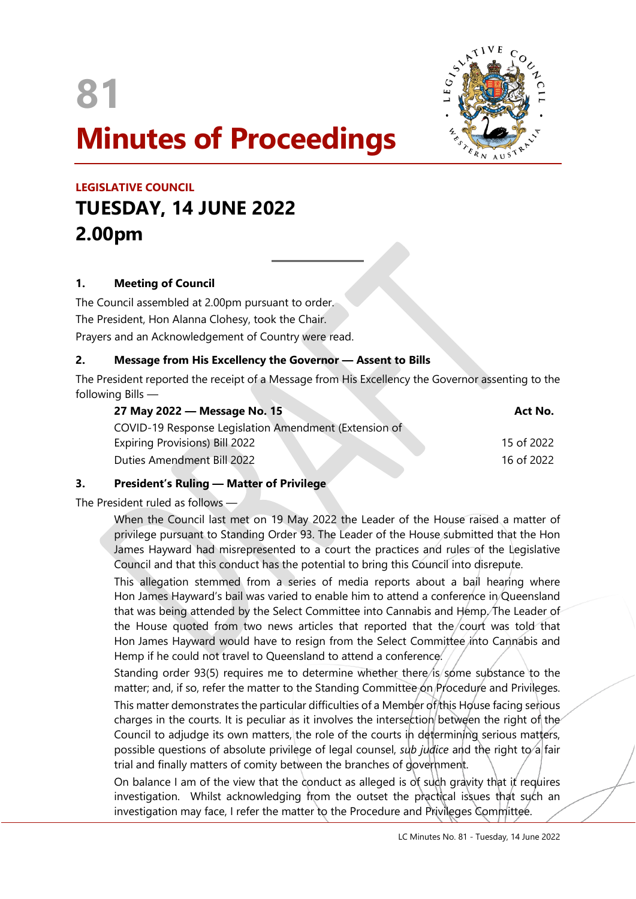# 81

# Minutes of Proceedings

**LEGISLATIVE COUNCIL**

## TUESDAY, 14 JUNE 2022

## 2.00pm

### 1. Meeting of Council

The Council assembled at 2.00pm pursuant to order.

The President, Hon Alanna Clohesy, took the Chair.

Prayers and an Acknowledgement of Country were read.

### 2. Message from His Excellency the Governor — Assent to Bills

The President reported the receipt of a Message from His Excellency the Governor assenting to the following Bills —

| **27 May 2022 — Message No. 15** | **Act No.** |
|---|---|
| COVID-19 Response Legislation Amendment (Extension of Expiring Provisions) Bill 2022 | 15 of 2022 |
| Duties Amendment Bill 2022 | 16 of 2022 |

### 3. President's Ruling — Matter of Privilege

The President ruled as follows —

> When the Council last met on 19 May 2022 the Leader of the House raised a matter of privilege pursuant to Standing Order 93. The Leader of the House submitted that the Hon James Hayward had misrepresented to a court the practices and rules of the Legislative Council and that this conduct has the potential to bring this Council into disrepute.
>
> This allegation stemmed from a series of media reports about a bail hearing where Hon James Hayward's bail was varied to enable him to attend a conference in Queensland that was being attended by the Select Committee into Cannabis and Hemp. The Leader of the House quoted from two news articles that reported that the court was told that Hon James Hayward would have to resign from the Select Committee into Cannabis and Hemp if he could not travel to Queensland to attend a conference.
>
> Standing order 93(5) requires me to determine whether there is some substance to the matter; and, if so, refer the matter to the Standing Committee on Procedure and Privileges.
>
> This matter demonstrates the particular difficulties of a Member of this House facing serious charges in the courts. It is peculiar as it involves the intersection between the right of the Council to adjudge its own matters, the role of the courts in determining serious matters, possible questions of absolute privilege of legal counsel, *sub judice* and the right to a fair trial and finally matters of comity between the branches of government.
>
> On balance I am of the view that the conduct as alleged is of such gravity that it requires investigation. Whilst acknowledging from the outset the practical issues that such an investigation may face, I refer the matter to the Procedure and Privileges Committee.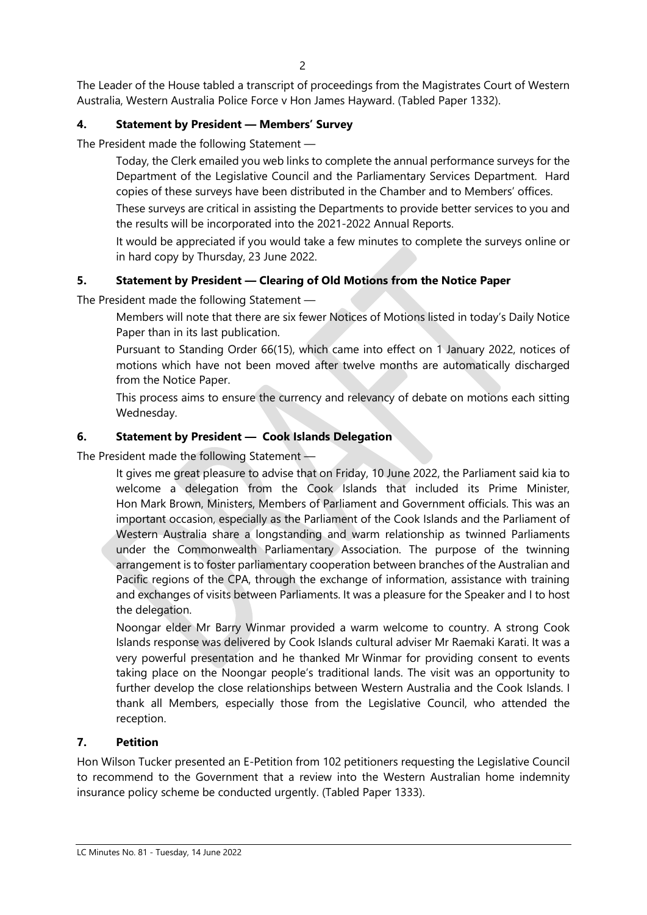The Leader of the House tabled a transcript of proceedings from the Magistrates Court of Western Australia, Western Australia Police Force v Hon James Hayward. (Tabled Paper 1332).

### 4. Statement by President — Members' Survey

The President made the following Statement —

> Today, the Clerk emailed you web links to complete the annual performance surveys for the Department of the Legislative Council and the Parliamentary Services Department. Hard copies of these surveys have been distributed in the Chamber and to Members' offices.
>
> These surveys are critical in assisting the Departments to provide better services to you and the results will be incorporated into the 2021-2022 Annual Reports.
>
> It would be appreciated if you would take a few minutes to complete the surveys online or in hard copy by Thursday, 23 June 2022.

### 5. Statement by President — Clearing of Old Motions from the Notice Paper

The President made the following Statement —

> Members will note that there are six fewer Notices of Motions listed in today's Daily Notice Paper than in its last publication.
>
> Pursuant to Standing Order 66(15), which came into effect on 1 January 2022, notices of motions which have not been moved after twelve months are automatically discharged from the Notice Paper.
>
> This process aims to ensure the currency and relevancy of debate on motions each sitting Wednesday.

### 6. Statement by President — Cook Islands Delegation

The President made the following Statement —

> It gives me great pleasure to advise that on Friday, 10 June 2022, the Parliament said kia to welcome a delegation from the Cook Islands that included its Prime Minister, Hon Mark Brown, Ministers, Members of Parliament and Government officials. This was an important occasion, especially as the Parliament of the Cook Islands and the Parliament of Western Australia share a longstanding and warm relationship as twinned Parliaments under the Commonwealth Parliamentary Association. The purpose of the twinning arrangement is to foster parliamentary cooperation between branches of the Australian and Pacific regions of the CPA, through the exchange of information, assistance with training and exchanges of visits between Parliaments. It was a pleasure for the Speaker and I to host the delegation.
>
> Noongar elder Mr Barry Winmar provided a warm welcome to country. A strong Cook Islands response was delivered by Cook Islands cultural adviser Mr Raemaki Karati. It was a very powerful presentation and he thanked Mr Winmar for providing consent to events taking place on the Noongar people's traditional lands. The visit was an opportunity to further develop the close relationships between Western Australia and the Cook Islands. I thank all Members, especially those from the Legislative Council, who attended the reception.

### 7. Petition

Hon Wilson Tucker presented an E-Petition from 102 petitioners requesting the Legislative Council to recommend to the Government that a review into the Western Australian home indemnity insurance policy scheme be conducted urgently. (Tabled Paper 1333).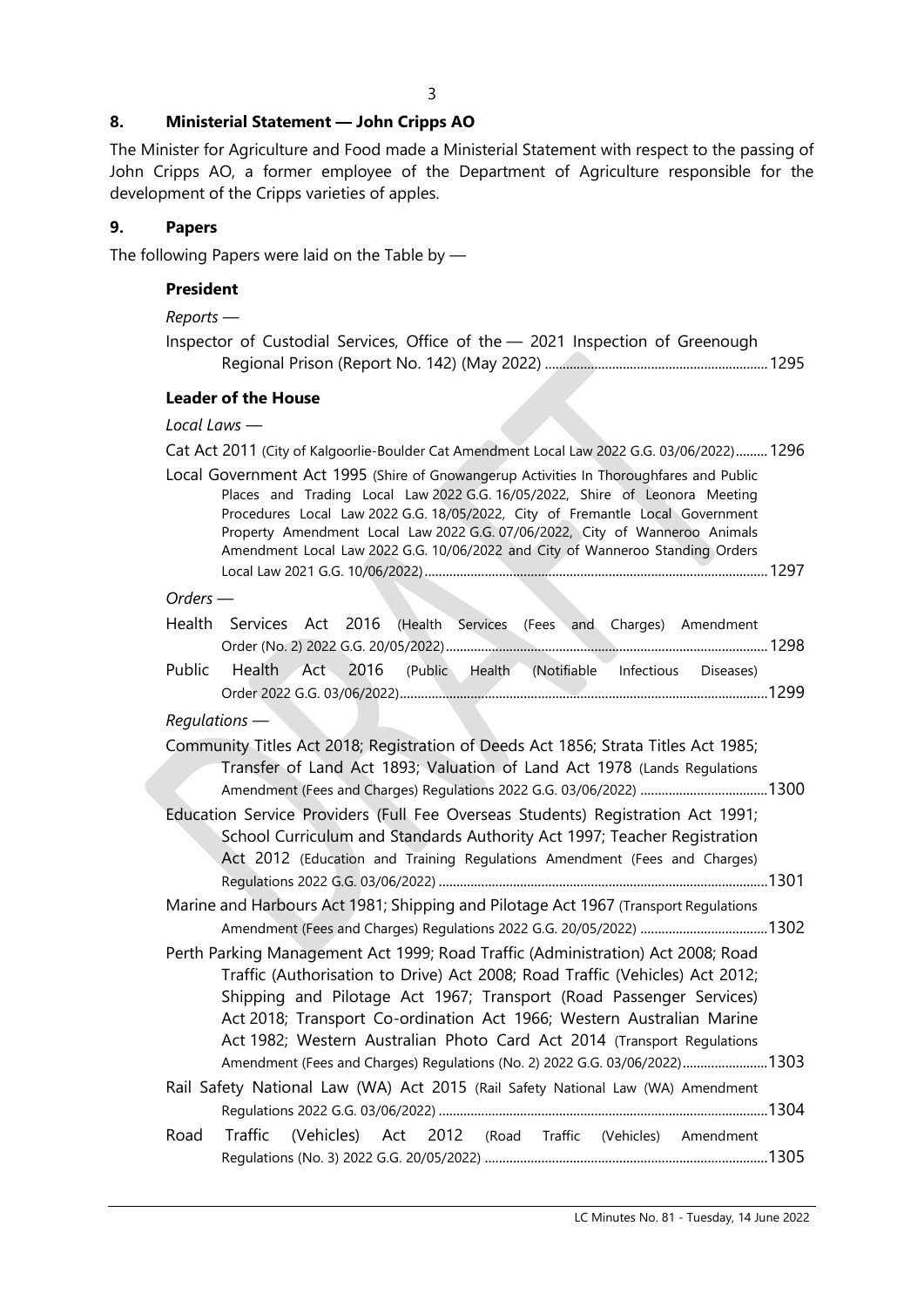## 8. Ministerial Statement — John Cripps AO

The Minister for Agriculture and Food made a Ministerial Statement with respect to the passing of John Cripps AO, a former employee of the Department of Agriculture responsible for the development of the Cripps varieties of apples.

## 9. Papers

The following Papers were laid on the Table by —

**President**

*Reports* —

Inspector of Custodial Services, Office of the — 2021 Inspection of Greenough Regional Prison (Report No. 142) (May 2022) .......... 1295

**Leader of the House**

*Local Laws* —

Cat Act 2011 (City of Kalgoorlie-Boulder Cat Amendment Local Law 2022 G.G. 03/06/2022) .......... 1296

Local Government Act 1995 (Shire of Gnowangerup Activities In Thoroughfares and Public Places and Trading Local Law 2022 G.G. 16/05/2022, Shire of Leonora Meeting Procedures Local Law 2022 G.G. 18/05/2022, City of Fremantle Local Government Property Amendment Local Law 2022 G.G. 07/06/2022, City of Wanneroo Animals Amendment Local Law 2022 G.G. 10/06/2022 and City of Wanneroo Standing Orders Local Law 2021 G.G. 10/06/2022) .......... 1297

*Orders* —

Health Services Act 2016 (Health Services (Fees and Charges) Amendment Order (No. 2) 2022 G.G. 20/05/2022) .......... 1298

Public Health Act 2016 (Public Health (Notifiable Infectious Diseases) Order 2022 G.G. 03/06/2022) .......... 1299

*Regulations* —

Community Titles Act 2018; Registration of Deeds Act 1856; Strata Titles Act 1985; Transfer of Land Act 1893; Valuation of Land Act 1978 (Lands Regulations Amendment (Fees and Charges) Regulations 2022 G.G. 03/06/2022) .......... 1300

Education Service Providers (Full Fee Overseas Students) Registration Act 1991; School Curriculum and Standards Authority Act 1997; Teacher Registration Act 2012 (Education and Training Regulations Amendment (Fees and Charges) Regulations 2022 G.G. 03/06/2022) .......... 1301

Marine and Harbours Act 1981; Shipping and Pilotage Act 1967 (Transport Regulations Amendment (Fees and Charges) Regulations 2022 G.G. 20/05/2022) .......... 1302

Perth Parking Management Act 1999; Road Traffic (Administration) Act 2008; Road Traffic (Authorisation to Drive) Act 2008; Road Traffic (Vehicles) Act 2012; Shipping and Pilotage Act 1967; Transport (Road Passenger Services) Act 2018; Transport Co-ordination Act 1966; Western Australian Marine Act 1982; Western Australian Photo Card Act 2014 (Transport Regulations Amendment (Fees and Charges) Regulations (No. 2) 2022 G.G. 03/06/2022) .......... 1303

Rail Safety National Law (WA) Act 2015 (Rail Safety National Law (WA) Amendment Regulations 2022 G.G. 03/06/2022) .......... 1304

Road Traffic (Vehicles) Act 2012 (Road Traffic (Vehicles) Amendment Regulations (No. 3) 2022 G.G. 20/05/2022) .......... 1305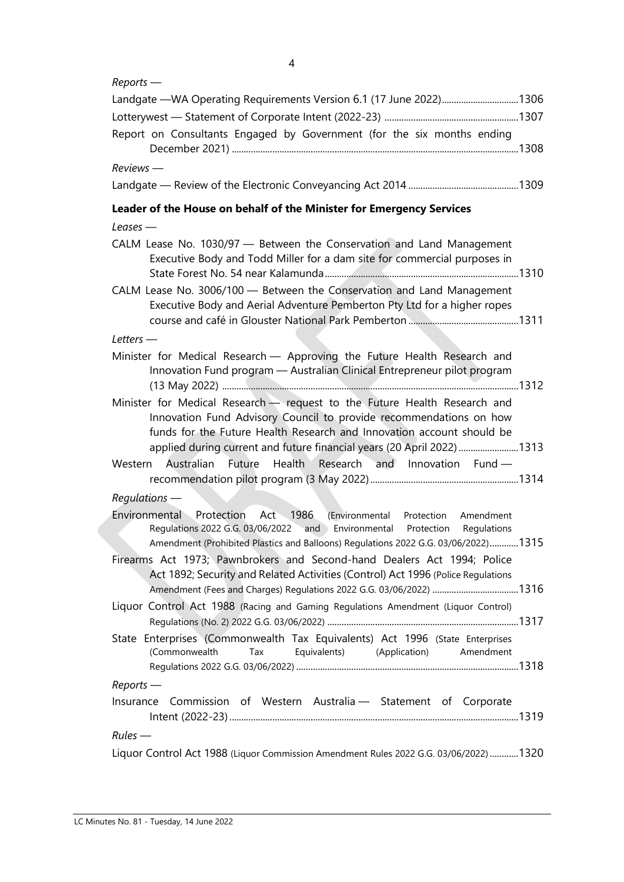*Reports —*

Landgate —WA Operating Requirements Version 6.1 (17 June 2022)................................1306

Lotterywest — Statement of Corporate Intent (2022-23) ........................................................1307

Report on Consultants Engaged by Government (for the six months ending December 2021) ........................................................................................................................1308

*Reviews —*

Landgate — Review of the Electronic Conveyancing Act 2014 ..............................................1309

**Leader of the House on behalf of the Minister for Emergency Services**

*Leases —*

CALM Lease No. 1030/97 — Between the Conservation and Land Management Executive Body and Todd Miller for a dam site for commercial purposes in State Forest No. 54 near Kalamunda.................................................................................1310

CALM Lease No. 3006/100 — Between the Conservation and Land Management Executive Body and Aerial Adventure Pemberton Pty Ltd for a higher ropes course and café in Glouster National Park Pemberton .............................................1311

*Letters —*

Minister for Medical Research — Approving the Future Health Research and Innovation Fund program — Australian Clinical Entrepreneur pilot program (13 May 2022) ............................................................................................................1312

Minister for Medical Research — request to the Future Health Research and Innovation Fund Advisory Council to provide recommendations on how funds for the Future Health Research and Innovation account should be applied during current and future financial years (20 April 2022) .........................1313

Western Australian Future Health Research and Innovation Fund — recommendation pilot program (3 May 2022)..............................................................1314

*Regulations —*

Environmental Protection Act 1986 (Environmental Protection Amendment Regulations 2022 G.G. 03/06/2022 and Environmental Protection Regulations Amendment (Prohibited Plastics and Balloons) Regulations 2022 G.G. 03/06/2022)............1315

Firearms Act 1973; Pawnbrokers and Second-hand Dealers Act 1994; Police Act 1892; Security and Related Activities (Control) Act 1996 (Police Regulations Amendment (Fees and Charges) Regulations 2022 G.G. 03/06/2022) ....................................1316

Liquor Control Act 1988 (Racing and Gaming Regulations Amendment (Liquor Control) Regulations (No. 2) 2022 G.G. 03/06/2022) ................................................................................1317

State Enterprises (Commonwealth Tax Equivalents) Act 1996 (State Enterprises (Commonwealth Tax Equivalents) (Application) Amendment Regulations 2022 G.G. 03/06/2022) ............................................................................................................1318

*Reports —*

Insurance Commission of Western Australia — Statement of Corporate Intent (2022-23) ........................................................................................................................1319

*Rules —*

Liquor Control Act 1988 (Liquor Commission Amendment Rules 2022 G.G. 03/06/2022) ............1320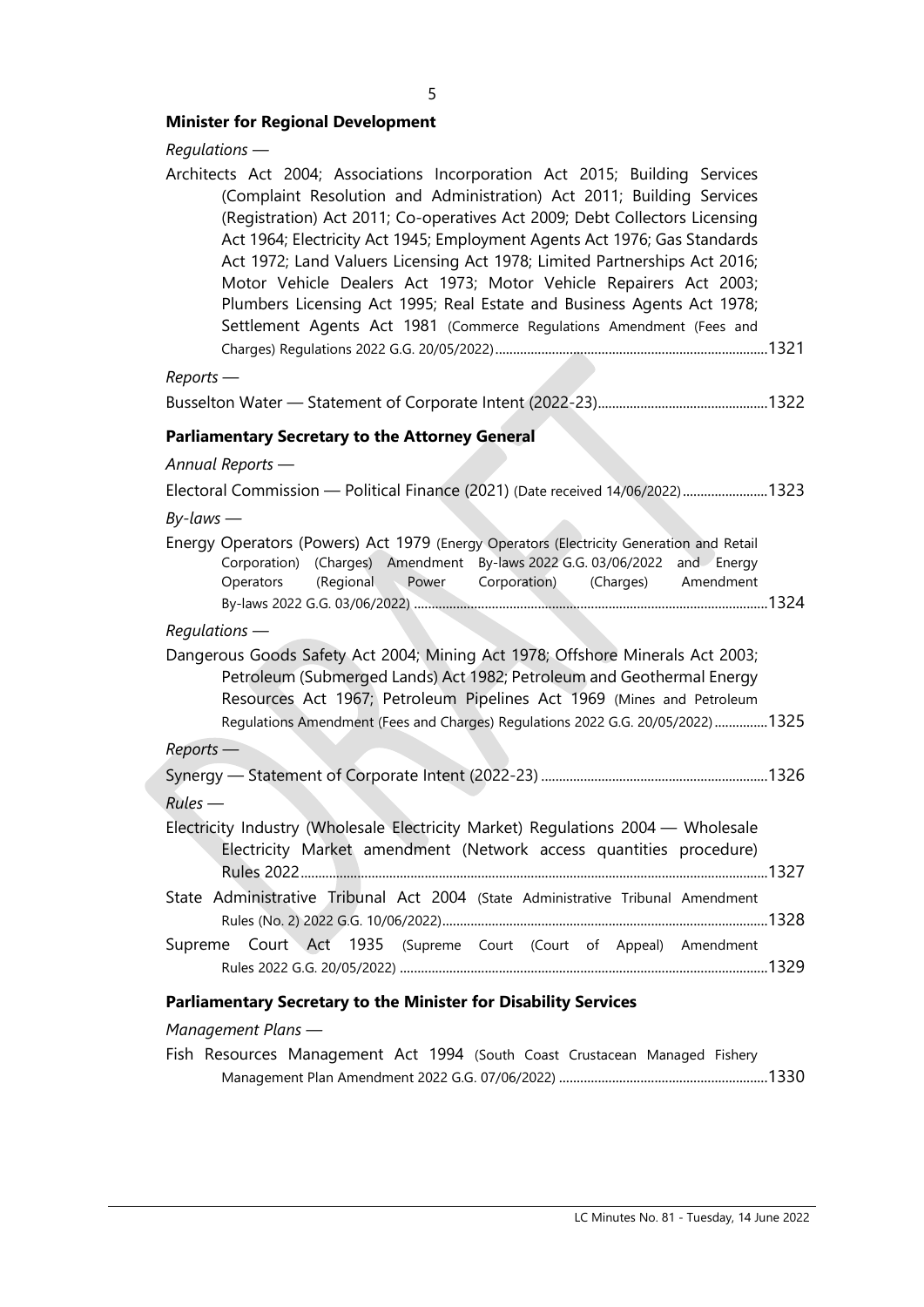**Minister for Regional Development**

*Regulations —*

Architects Act 2004; Associations Incorporation Act 2015; Building Services (Complaint Resolution and Administration) Act 2011; Building Services (Registration) Act 2011; Co-operatives Act 2009; Debt Collectors Licensing Act 1964; Electricity Act 1945; Employment Agents Act 1976; Gas Standards Act 1972; Land Valuers Licensing Act 1978; Limited Partnerships Act 2016; Motor Vehicle Dealers Act 1973; Motor Vehicle Repairers Act 2003; Plumbers Licensing Act 1995; Real Estate and Business Agents Act 1978; Settlement Agents Act 1981 (Commerce Regulations Amendment (Fees and Charges) Regulations 2022 G.G. 20/05/2022) .......... 1321

*Reports —*

Busselton Water — Statement of Corporate Intent (2022-23) .......... 1322

**Parliamentary Secretary to the Attorney General**

*Annual Reports —*

Electoral Commission — Political Finance (2021) (Date received 14/06/2022) .......... 1323

*By-laws —*

Energy Operators (Powers) Act 1979 (Energy Operators (Electricity Generation and Retail Corporation) (Charges) Amendment By-laws 2022 G.G. 03/06/2022 and Energy Operators (Regional Power Corporation) (Charges) Amendment By-laws 2022 G.G. 03/06/2022) .......... 1324

*Regulations —*

Dangerous Goods Safety Act 2004; Mining Act 1978; Offshore Minerals Act 2003; Petroleum (Submerged Lands) Act 1982; Petroleum and Geothermal Energy Resources Act 1967; Petroleum Pipelines Act 1969 (Mines and Petroleum Regulations Amendment (Fees and Charges) Regulations 2022 G.G. 20/05/2022) .......... 1325

*Reports —*

Synergy — Statement of Corporate Intent (2022-23) .......... 1326

*Rules —*

Electricity Industry (Wholesale Electricity Market) Regulations 2004 — Wholesale Electricity Market amendment (Network access quantities procedure) Rules 2022 .......... 1327

State Administrative Tribunal Act 2004 (State Administrative Tribunal Amendment Rules (No. 2) 2022 G.G. 10/06/2022) .......... 1328

Supreme Court Act 1935 (Supreme Court (Court of Appeal) Amendment Rules 2022 G.G. 20/05/2022) .......... 1329

**Parliamentary Secretary to the Minister for Disability Services**

*Management Plans —*

Fish Resources Management Act 1994 (South Coast Crustacean Managed Fishery Management Plan Amendment 2022 G.G. 07/06/2022) .......... 1330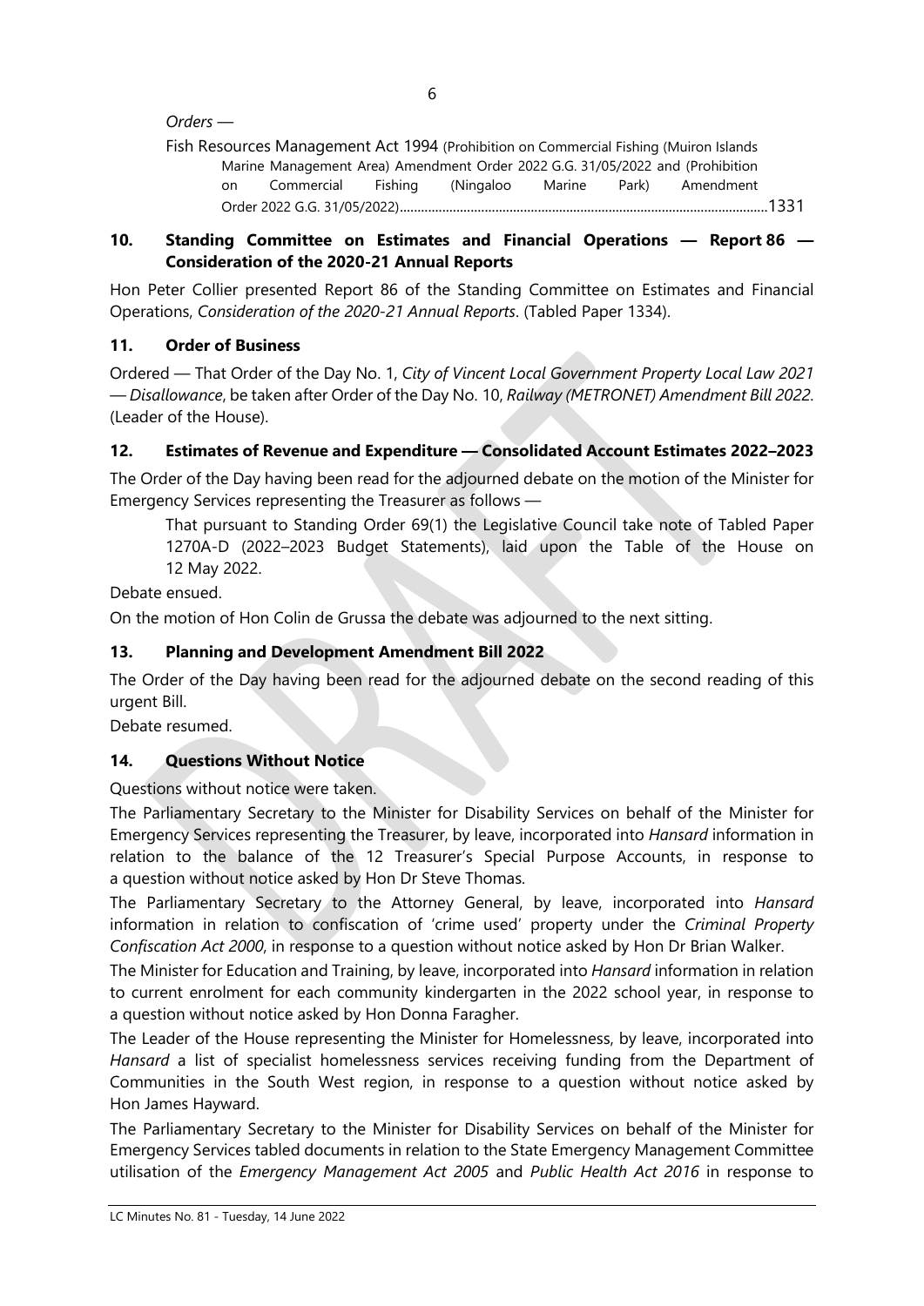*Orders* —

Fish Resources Management Act 1994 (Prohibition on Commercial Fishing (Muiron Islands Marine Management Area) Amendment Order 2022 G.G. 31/05/2022 and (Prohibition on Commercial Fishing (Ningaloo Marine Park) Amendment Order 2022 G.G. 31/05/2022)......................................................................................................1331

## 10. Standing Committee on Estimates and Financial Operations — Report 86 — Consideration of the 2020-21 Annual Reports

Hon Peter Collier presented Report 86 of the Standing Committee on Estimates and Financial Operations, *Consideration of the 2020-21 Annual Reports*. (Tabled Paper 1334).

## 11. Order of Business

Ordered — That Order of the Day No. 1, *City of Vincent Local Government Property Local Law 2021 — Disallowance*, be taken after Order of the Day No. 10, *Railway (METRONET) Amendment Bill 2022*. (Leader of the House).

## 12. Estimates of Revenue and Expenditure — Consolidated Account Estimates 2022–2023

The Order of the Day having been read for the adjourned debate on the motion of the Minister for Emergency Services representing the Treasurer as follows —

> That pursuant to Standing Order 69(1) the Legislative Council take note of Tabled Paper 1270A-D (2022–2023 Budget Statements), laid upon the Table of the House on 12 May 2022.

Debate ensued.

On the motion of Hon Colin de Grussa the debate was adjourned to the next sitting.

## 13. Planning and Development Amendment Bill 2022

The Order of the Day having been read for the adjourned debate on the second reading of this urgent Bill.

Debate resumed.

## 14. Questions Without Notice

Questions without notice were taken.

The Parliamentary Secretary to the Minister for Disability Services on behalf of the Minister for Emergency Services representing the Treasurer, by leave, incorporated into *Hansard* information in relation to the balance of the 12 Treasurer's Special Purpose Accounts, in response to a question without notice asked by Hon Dr Steve Thomas.

The Parliamentary Secretary to the Attorney General, by leave, incorporated into *Hansard* information in relation to confiscation of 'crime used' property under the *Criminal Property Confiscation Act 2000*, in response to a question without notice asked by Hon Dr Brian Walker.

The Minister for Education and Training, by leave, incorporated into *Hansard* information in relation to current enrolment for each community kindergarten in the 2022 school year, in response to a question without notice asked by Hon Donna Faragher.

The Leader of the House representing the Minister for Homelessness, by leave, incorporated into *Hansard* a list of specialist homelessness services receiving funding from the Department of Communities in the South West region, in response to a question without notice asked by Hon James Hayward.

The Parliamentary Secretary to the Minister for Disability Services on behalf of the Minister for Emergency Services tabled documents in relation to the State Emergency Management Committee utilisation of the *Emergency Management Act 2005* and *Public Health Act 2016* in response to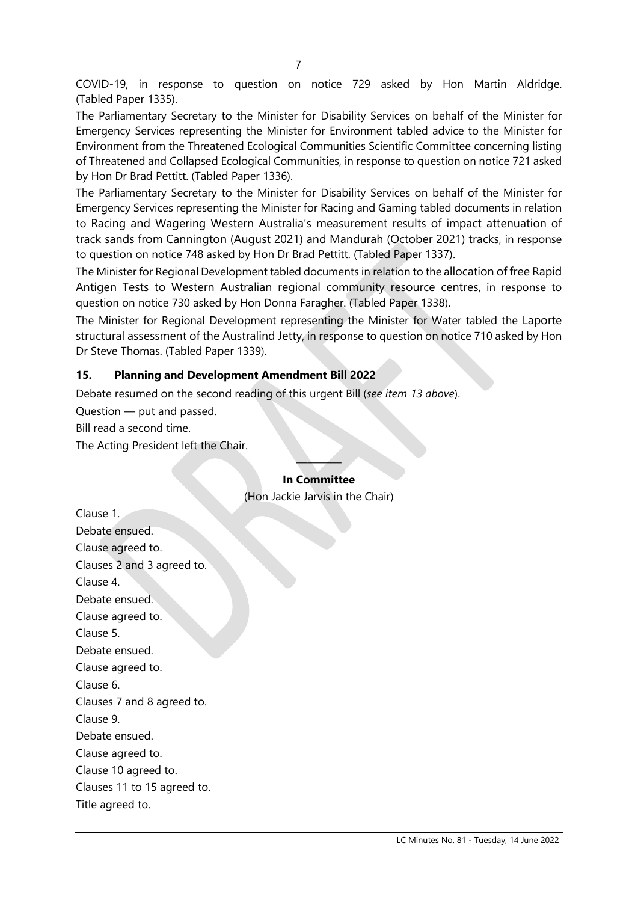COVID-19, in response to question on notice 729 asked by Hon Martin Aldridge. (Tabled Paper 1335).

The Parliamentary Secretary to the Minister for Disability Services on behalf of the Minister for Emergency Services representing the Minister for Environment tabled advice to the Minister for Environment from the Threatened Ecological Communities Scientific Committee concerning listing of Threatened and Collapsed Ecological Communities, in response to question on notice 721 asked by Hon Dr Brad Pettitt. (Tabled Paper 1336).

The Parliamentary Secretary to the Minister for Disability Services on behalf of the Minister for Emergency Services representing the Minister for Racing and Gaming tabled documents in relation to Racing and Wagering Western Australia's measurement results of impact attenuation of track sands from Cannington (August 2021) and Mandurah (October 2021) tracks, in response to question on notice 748 asked by Hon Dr Brad Pettitt. (Tabled Paper 1337).

The Minister for Regional Development tabled documents in relation to the allocation of free Rapid Antigen Tests to Western Australian regional community resource centres, in response to question on notice 730 asked by Hon Donna Faragher. (Tabled Paper 1338).

The Minister for Regional Development representing the Minister for Water tabled the Laporte structural assessment of the Australind Jetty, in response to question on notice 710 asked by Hon Dr Steve Thomas. (Tabled Paper 1339).

## 15. Planning and Development Amendment Bill 2022

Debate resumed on the second reading of this urgent Bill (*see item 13 above*).

Question — put and passed.

Bill read a second time.

The Acting President left the Chair.

---

**In Committee**

(Hon Jackie Jarvis in the Chair)

Clause 1.

Debate ensued.

Clause agreed to.

Clauses 2 and 3 agreed to.

Clause 4.

Debate ensued.

Clause agreed to.

Clause 5.

Debate ensued.

Clause agreed to.

Clause 6.

Clauses 7 and 8 agreed to.

Clause 9.

Debate ensued.

Clause agreed to.

Clause 10 agreed to.

Clauses 11 to 15 agreed to.

Title agreed to.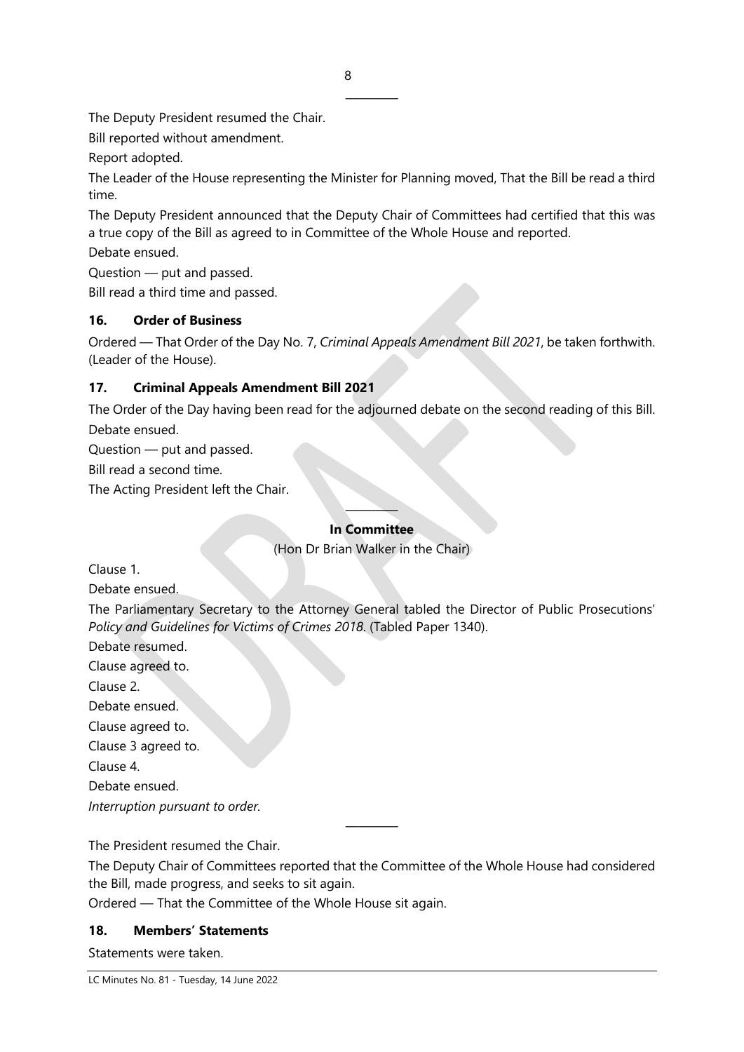The Deputy President resumed the Chair.

Bill reported without amendment.

Report adopted.

The Leader of the House representing the Minister for Planning moved, That the Bill be read a third time.

The Deputy President announced that the Deputy Chair of Committees had certified that this was a true copy of the Bill as agreed to in Committee of the Whole House and reported.

Debate ensued.

Question — put and passed.

Bill read a third time and passed.

### 16. Order of Business

Ordered — That Order of the Day No. 7, *Criminal Appeals Amendment Bill 2021*, be taken forthwith. (Leader of the House).

### 17. Criminal Appeals Amendment Bill 2021

The Order of the Day having been read for the adjourned debate on the second reading of this Bill.

Debate ensued.

Question — put and passed.

Bill read a second time.

The Acting President left the Chair.

---

**In Committee**

(Hon Dr Brian Walker in the Chair)

Clause 1.

Debate ensued.

The Parliamentary Secretary to the Attorney General tabled the Director of Public Prosecutions' *Policy and Guidelines for Victims of Crimes 2018*. (Tabled Paper 1340).

Debate resumed.

Clause agreed to.

Clause 2.

Debate ensued.

Clause agreed to.

Clause 3 agreed to.

Clause 4.

Debate ensued.

*Interruption pursuant to order.*

---

The President resumed the Chair.

The Deputy Chair of Committees reported that the Committee of the Whole House had considered the Bill, made progress, and seeks to sit again.

Ordered — That the Committee of the Whole House sit again.

### 18. Members' Statements

Statements were taken.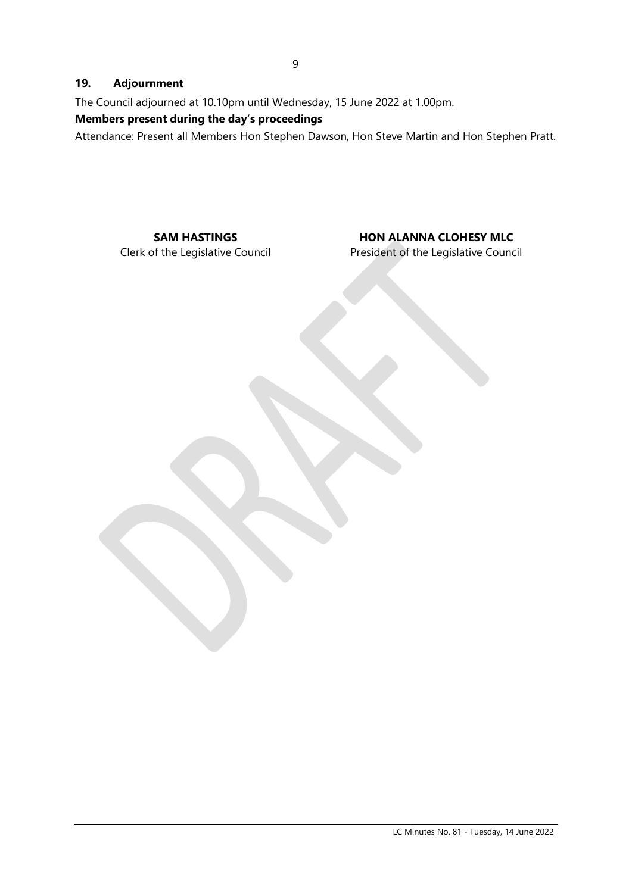## 19. Adjournment

The Council adjourned at 10.10pm until Wednesday, 15 June 2022 at 1.00pm.

**Members present during the day's proceedings**

Attendance: Present all Members Hon Stephen Dawson, Hon Steve Martin and Hon Stephen Pratt.

**SAM HASTINGS**
Clerk of the Legislative Council

**HON ALANNA CLOHESY MLC**
President of the Legislative Council